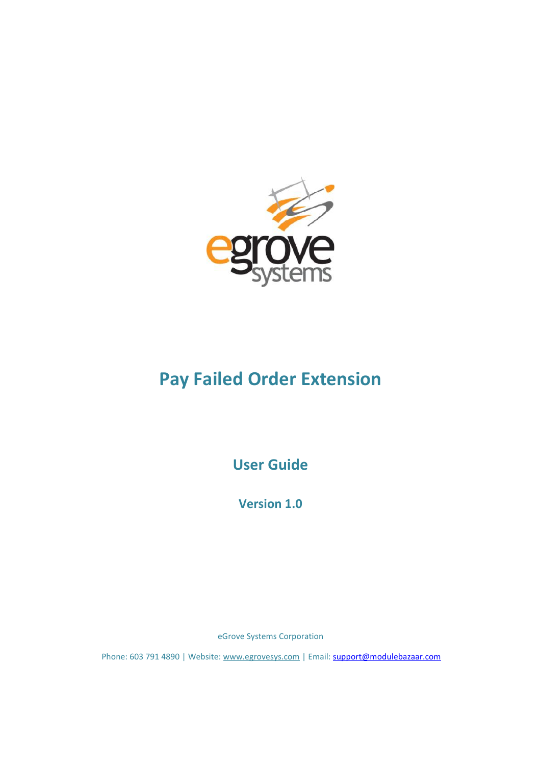# Pay Failed Order Extension

## User Guide

### Version 1.0

eGrove Systems Corporation

Phone: 603 791 4890 | Website: www.egrovesys.com | Email: support@modulebazaar.com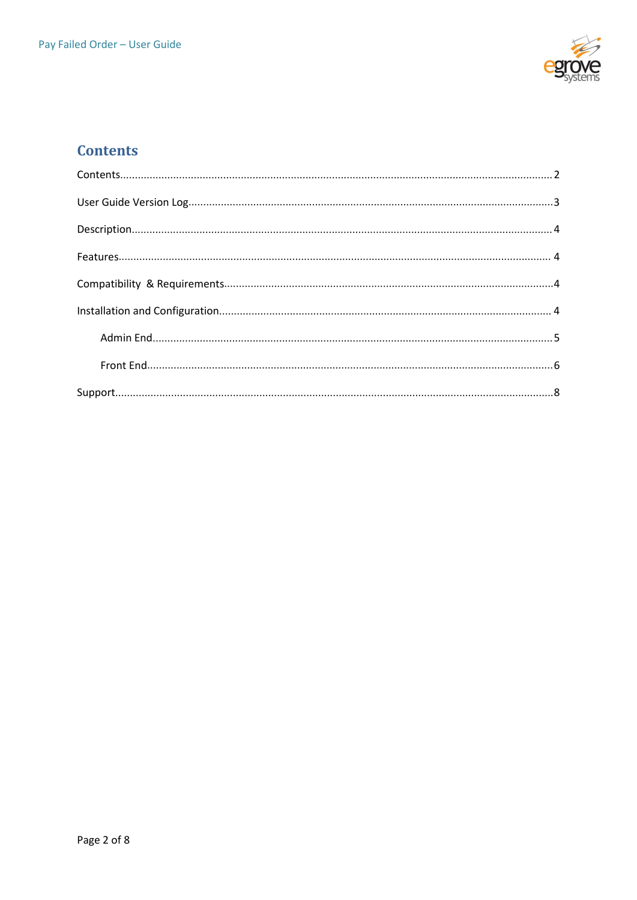# Contents

Contents.................................................................................................................................................. 2

User Guide Version Log............................................................................................................................3

Description..............................................................................................................................................4

Features.................................................................................................................................................. 4

Compatibility & Requirements................................................................................................................4

Installation and Configuration................................................................................................................ 4

- Admin End......................................................................................................................................5
- Front End.........................................................................................................................................6

Support....................................................................................................................................................8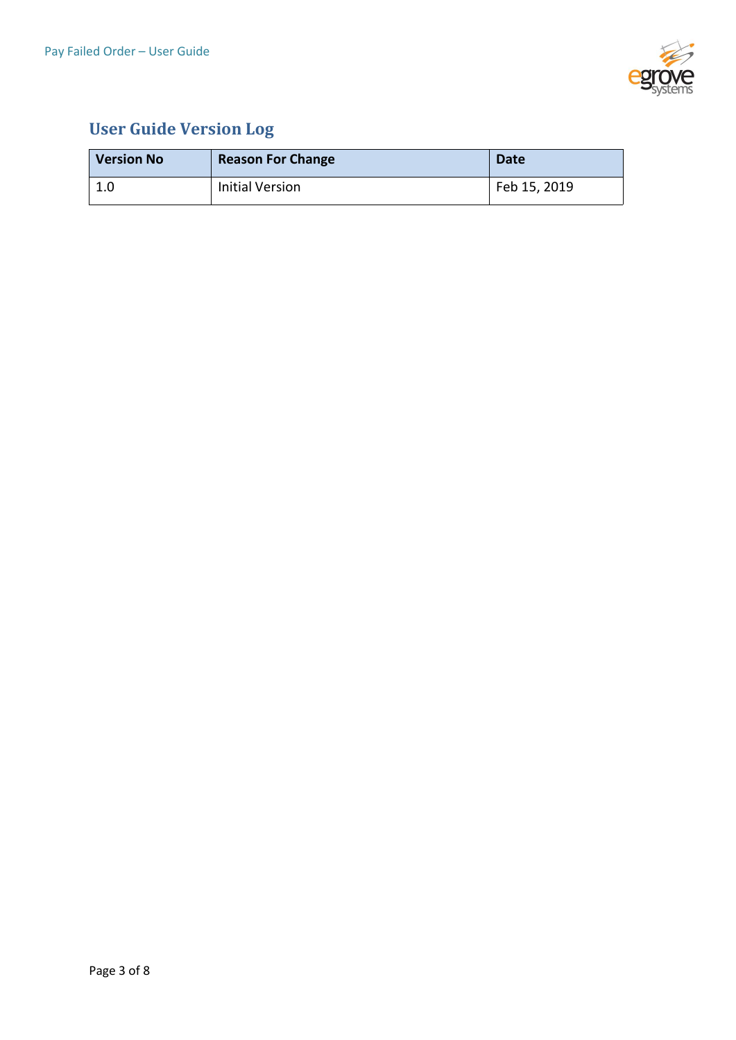## User Guide Version Log

| Version No | Reason For Change | Date |
|---|---|---|
| 1.0 | Initial Version | Feb 15, 2019 |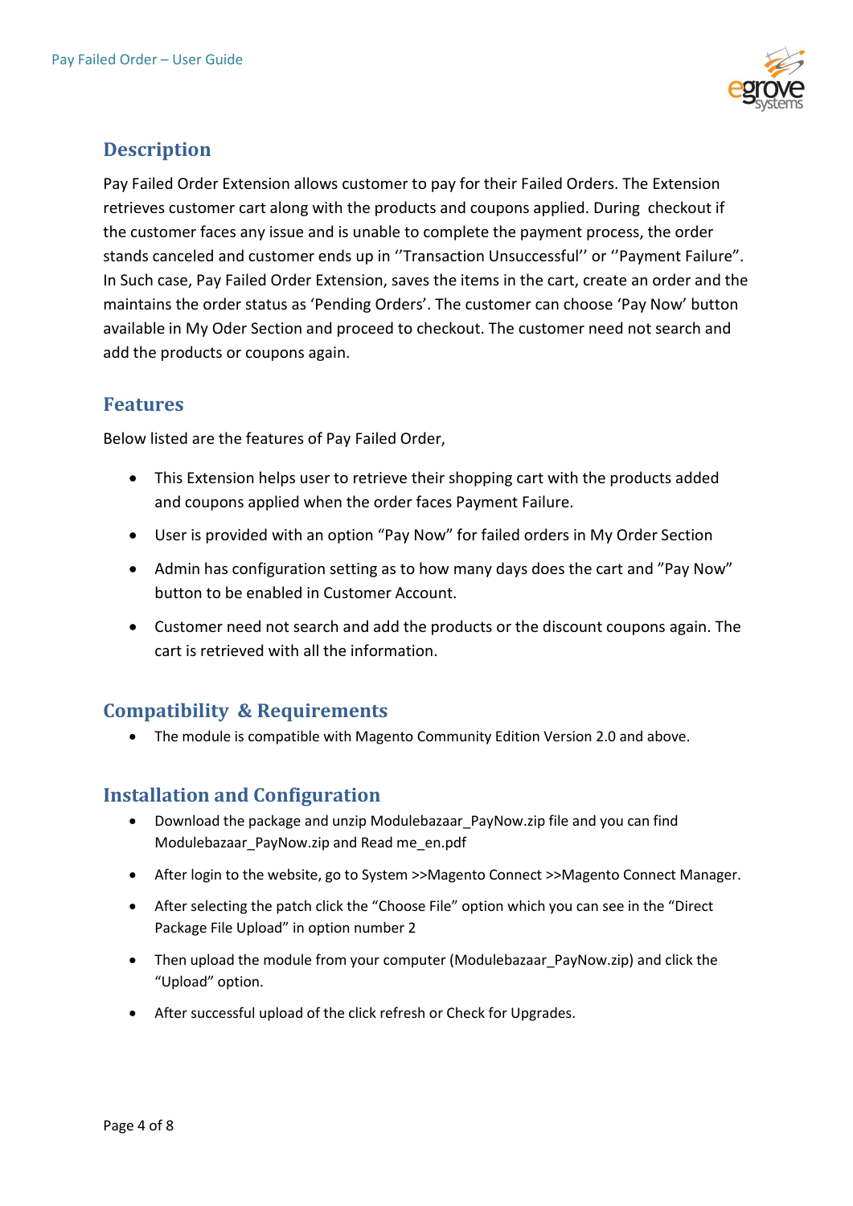## Description

Pay Failed Order Extension allows customer to pay for their Failed Orders. The Extension retrieves customer cart along with the products and coupons applied. During checkout if the customer faces any issue and is unable to complete the payment process, the order stands canceled and customer ends up in ''Transaction Unsuccessful'' or ''Payment Failure". In Such case, Pay Failed Order Extension, saves the items in the cart, create an order and the maintains the order status as 'Pending Orders'. The customer can choose 'Pay Now' button available in My Oder Section and proceed to checkout. The customer need not search and add the products or coupons again.

## Features

Below listed are the features of Pay Failed Order,

- This Extension helps user to retrieve their shopping cart with the products added and coupons applied when the order faces Payment Failure.
- User is provided with an option "Pay Now" for failed orders in My Order Section
- Admin has configuration setting as to how many days does the cart and "Pay Now" button to be enabled in Customer Account.
- Customer need not search and add the products or the discount coupons again. The cart is retrieved with all the information.

## Compatibility & Requirements

- The module is compatible with Magento Community Edition Version 2.0 and above.

## Installation and Configuration

- Download the package and unzip Modulebazaar_PayNow.zip file and you can find Modulebazaar_PayNow.zip and Read me_en.pdf
- After login to the website, go to System >>Magento Connect >>Magento Connect Manager.
- After selecting the patch click the "Choose File" option which you can see in the "Direct Package File Upload" in option number 2
- Then upload the module from your computer (Modulebazaar_PayNow.zip) and click the "Upload" option.
- After successful upload of the click refresh or Check for Upgrades.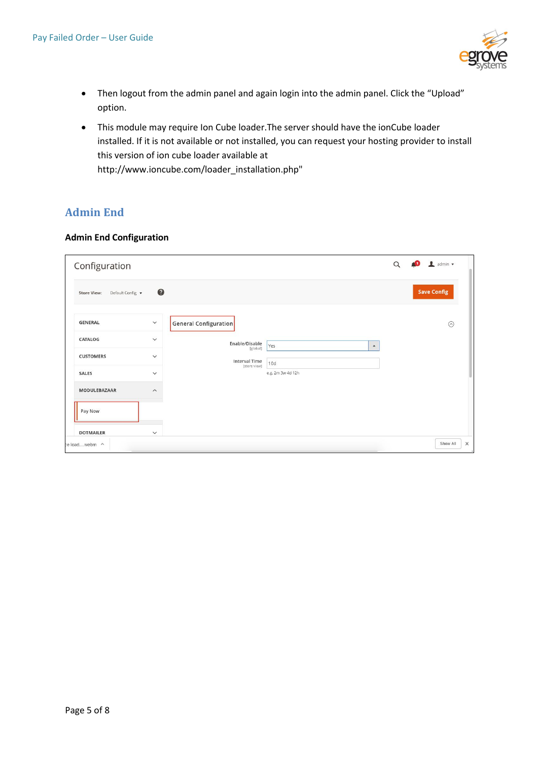- Then logout from the admin panel and again login into the admin panel. Click the “Upload” option.
- This module may require Ion Cube loader.The server should have the ionCube loader installed. If it is not available or not installed, you can request your hosting provider to install this version of ion cube loader available at http://www.ioncube.com/loader_installation.php"

## Admin End

**Admin End Configuration**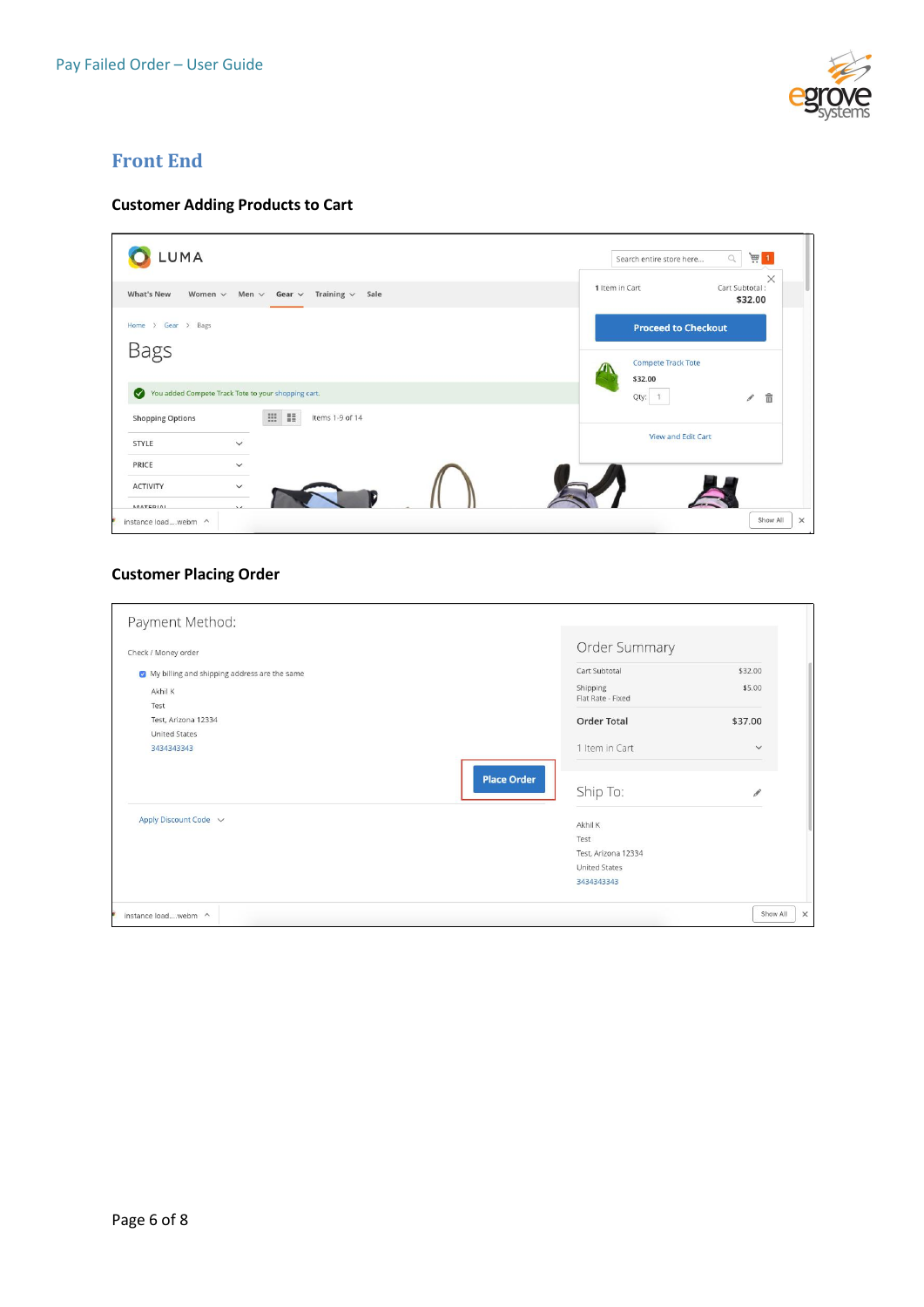## Front End

### Customer Adding Products to Cart

### Customer Placing Order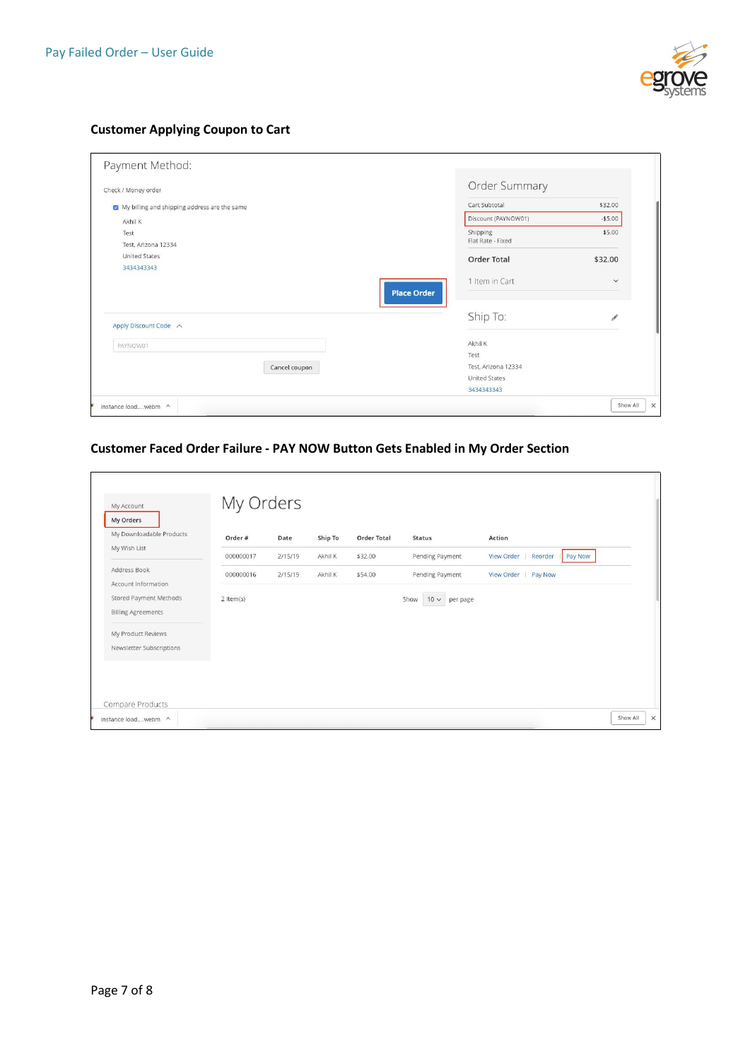### Customer Applying Coupon to Cart

Payment Method:

Check / Money order

My billing and shipping address are the same

Akhil K
Test
Test, Arizona 12334
United States
3434343343

Place Order

Apply Discount Code

PAYNOW01

Cancel coupon

Order Summary

| | |
|---|---|
| Cart Subtotal | $32.00 |
| Discount (PAYNOW01) | -$5.00 |
| Shipping Flat Rate - Fixed | $5.00 |
| Order Total | $32.00 |

1 Item in Cart

Ship To:

Akhil K
Test
Test, Arizona 12334
United States
3434343343

### Customer Faced Order Failure - PAY NOW Button Gets Enabled in My Order Section

- My Account
- My Orders
- My Downloadable Products
- My Wish List
- Address Book
- Account Information
- Stored Payment Methods
- Billing Agreements
- My Product Reviews
- Newsletter Subscriptions

Compare Products

My Orders

| Order # | Date | Ship To | Order Total | Status | Action |
|---|---|---|---|---|---|
| 000000017 | 2/15/19 | Akhil K | $32.00 | Pending Payment | View Order \| Reorder \| Pay Now |
| 000000016 | 2/15/19 | Akhil K | $54.00 | Pending Payment | View Order \| Pay Now |

2 Item(s)

Show 10 per page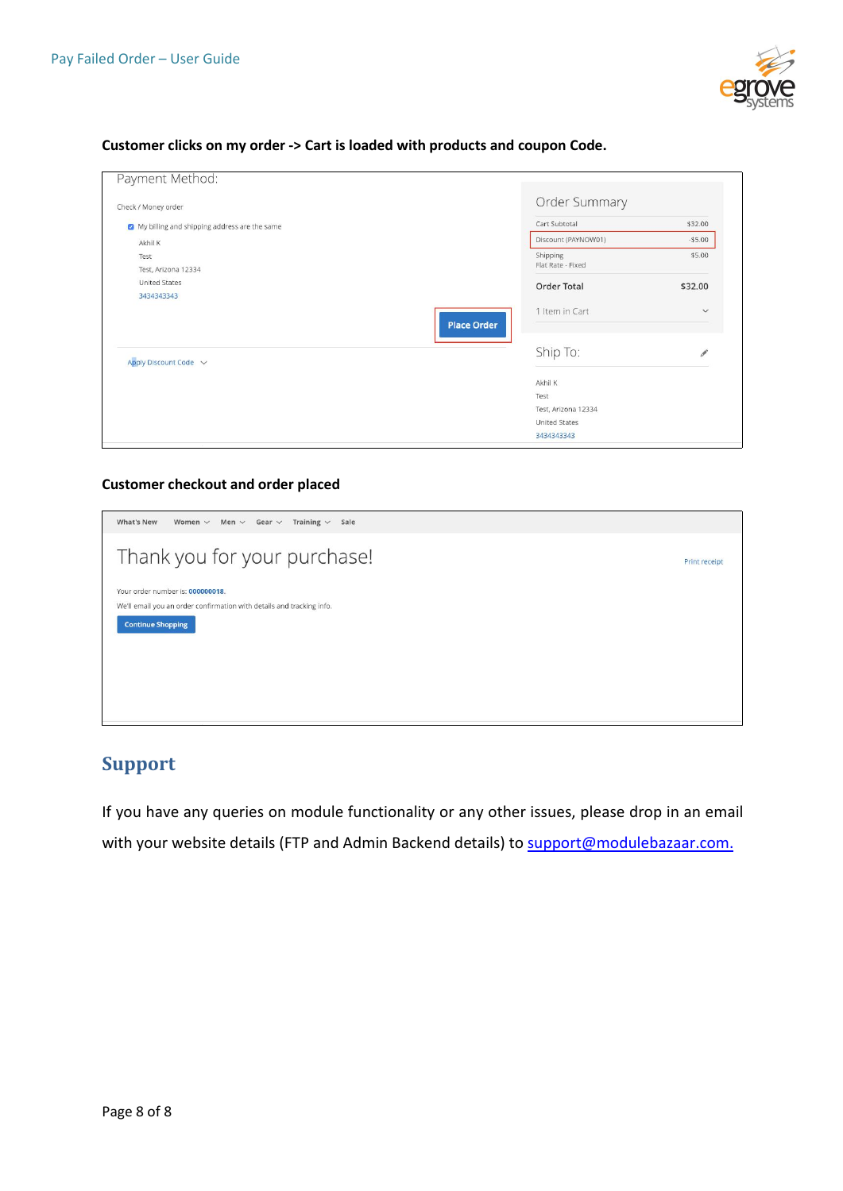**Customer clicks on my order -> Cart is loaded with products and coupon Code.**

Payment Method:

Check / Money order

My billing and shipping address are the same

Akhil K
Test
Test, Arizona 12334
United States
3434343343

Place Order

Apply Discount Code

Order Summary

| | |
|---|---|
| Cart Subtotal | $32.00 |
| Discount (PAYNOW01) | -$5.00 |
| Shipping<br>Flat Rate - Fixed | $5.00 |
| Order Total | $32.00 |

1 Item in Cart

Ship To:

Akhil K
Test
Test, Arizona 12334
United States
3434343343

**Customer checkout and order placed**

What's New | Women | Men | Gear | Training | Sale

Thank you for your purchase!

Print receipt

Your order number is: 000000018.

We'll email you an order confirmation with details and tracking info.

Continue Shopping

## Support

If you have any queries on module functionality or any other issues, please drop in an email with your website details (FTP and Admin Backend details) to support@modulebazaar.com.